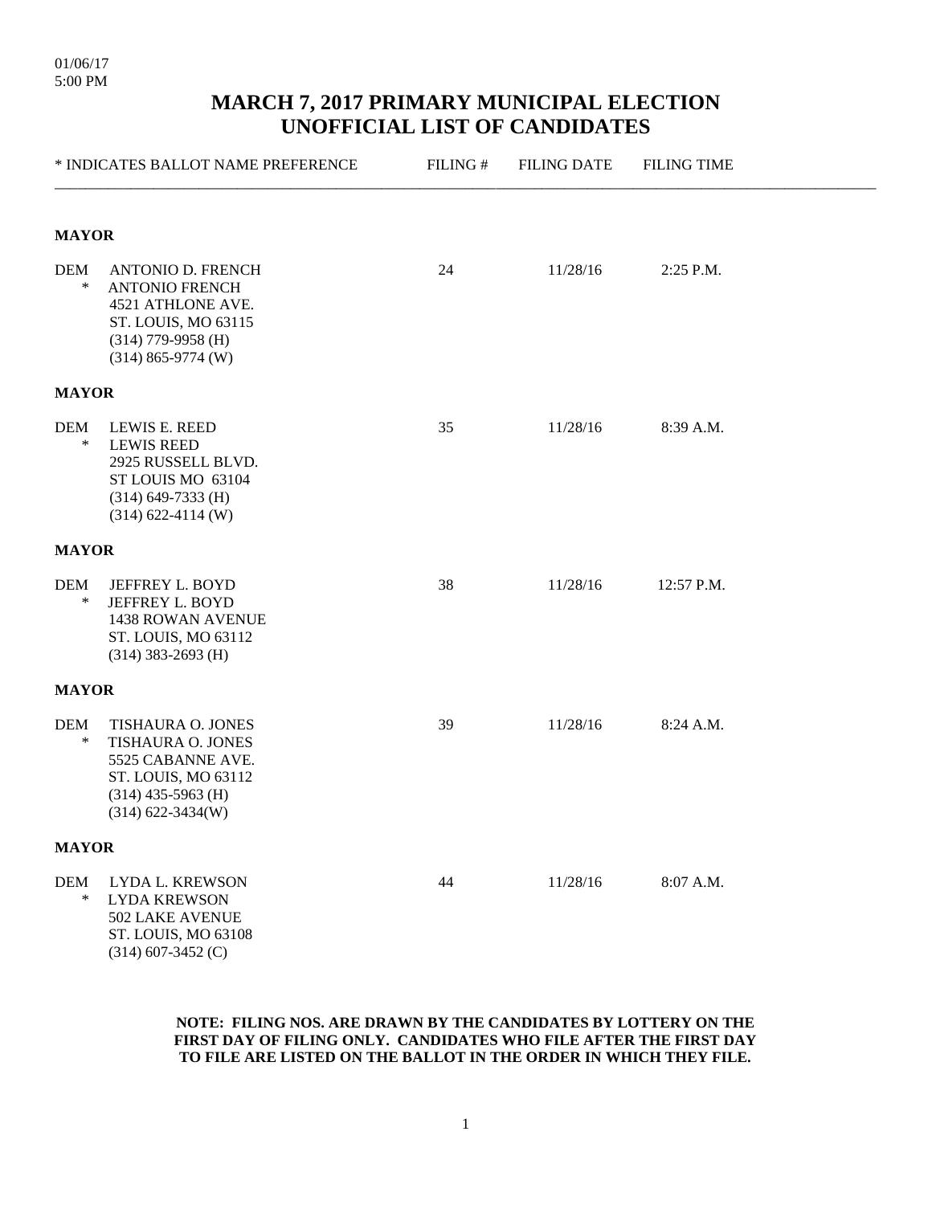01/06/17
5:00 PM

# MARCH 7, 2017 PRIMARY MUNICIPAL ELECTION
# UNOFFICIAL LIST OF CANDIDATES

| * INDICATES BALLOT NAME PREFERENCE | FILING # | FILING DATE | FILING TIME |
|---|---|---|---|
| **MAYOR** | | | |
| DEM ANTONIO D. FRENCH<br>* ANTONIO FRENCH<br>4521 ATHLONE AVE.<br>ST. LOUIS, MO 63115<br>(314) 779-9958 (H)<br>(314) 865-9774 (W) | 24 | 11/28/16 | 2:25 P.M. |
| **MAYOR** | | | |
| DEM LEWIS E. REED<br>* LEWIS REED<br>2925 RUSSELL BLVD.<br>ST LOUIS MO 63104<br>(314) 649-7333 (H)<br>(314) 622-4114 (W) | 35 | 11/28/16 | 8:39 A.M. |
| **MAYOR** | | | |
| DEM JEFFREY L. BOYD<br>* JEFFREY L. BOYD<br>1438 ROWAN AVENUE<br>ST. LOUIS, MO 63112<br>(314) 383-2693 (H) | 38 | 11/28/16 | 12:57 P.M. |
| **MAYOR** | | | |
| DEM TISHAURA O. JONES<br>* TISHAURA O. JONES<br>5525 CABANNE AVE.<br>ST. LOUIS, MO 63112<br>(314) 435-5963 (H)<br>(314) 622-3434(W) | 39 | 11/28/16 | 8:24 A.M. |
| **MAYOR** | | | |
| DEM LYDA L. KREWSON<br>* LYDA KREWSON<br>502 LAKE AVENUE<br>ST. LOUIS, MO 63108<br>(314) 607-3452 (C) | 44 | 11/28/16 | 8:07 A.M. |

**NOTE: FILING NOS. ARE DRAWN BY THE CANDIDATES BY LOTTERY ON THE FIRST DAY OF FILING ONLY. CANDIDATES WHO FILE AFTER THE FIRST DAY TO FILE ARE LISTED ON THE BALLOT IN THE ORDER IN WHICH THEY FILE.**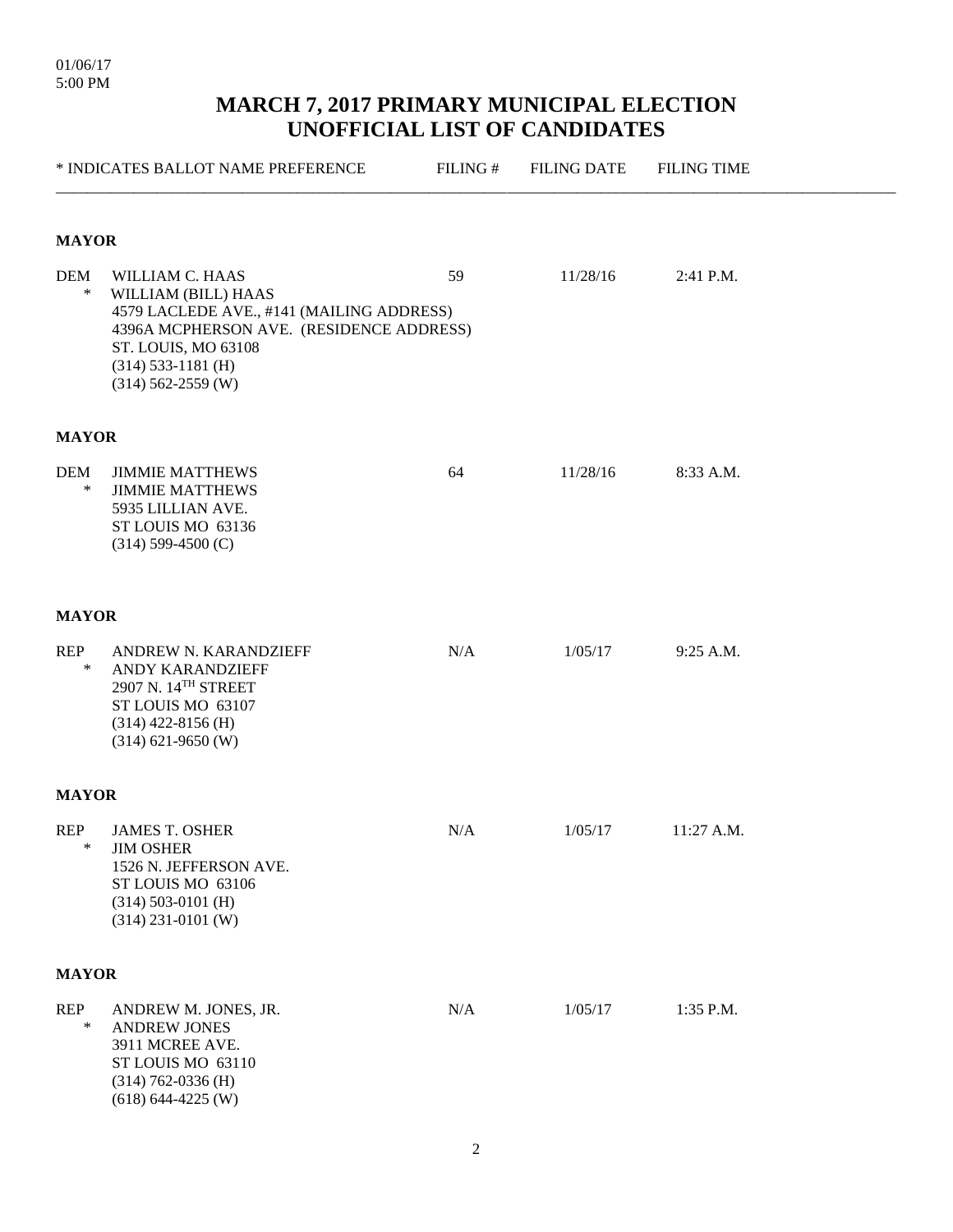01/06/17
5:00 PM

# MARCH 7, 2017 PRIMARY MUNICIPAL ELECTION
# UNOFFICIAL LIST OF CANDIDATES

| * INDICATES BALLOT NAME PREFERENCE | FILING # | FILING DATE | FILING TIME |
|---|---|---|---|

**MAYOR**

| | | FILING # | FILING DATE | FILING TIME |
|---|---|---|---|---|
| DEM | WILLIAM C. HAAS | 59 | 11/28/16 | 2:41 P.M. |
| * | WILLIAM (BILL) HAAS<br>4579 LACLEDE AVE., #141 (MAILING ADDRESS)<br>4396A MCPHERSON AVE. (RESIDENCE ADDRESS)<br>ST. LOUIS, MO 63108<br>(314) 533-1181 (H)<br>(314) 562-2559 (W) | | | |

**MAYOR**

| | | FILING # | FILING DATE | FILING TIME |
|---|---|---|---|---|
| DEM | JIMMIE MATTHEWS | 64 | 11/28/16 | 8:33 A.M. |
| * | JIMMIE MATTHEWS<br>5935 LILLIAN AVE.<br>ST LOUIS MO 63136<br>(314) 599-4500 (C) | | | |

**MAYOR**

| | | FILING # | FILING DATE | FILING TIME |
|---|---|---|---|---|
| REP | ANDREW N. KARANDZIEFF | N/A | 1/05/17 | 9:25 A.M. |
| * | ANDY KARANDZIEFF<br>2907 N. 14TH STREET<br>ST LOUIS MO 63107<br>(314) 422-8156 (H)<br>(314) 621-9650 (W) | | | |

**MAYOR**

| | | FILING # | FILING DATE | FILING TIME |
|---|---|---|---|---|
| REP | JAMES T. OSHER | N/A | 1/05/17 | 11:27 A.M. |
| * | JIM OSHER<br>1526 N. JEFFERSON AVE.<br>ST LOUIS MO 63106<br>(314) 503-0101 (H)<br>(314) 231-0101 (W) | | | |

**MAYOR**

| | | FILING # | FILING DATE | FILING TIME |
|---|---|---|---|---|
| REP | ANDREW M. JONES, JR. | N/A | 1/05/17 | 1:35 P.M. |
| * | ANDREW JONES<br>3911 MCREE AVE.<br>ST LOUIS MO 63110<br>(314) 762-0336 (H)<br>(618) 644-4225 (W) | | | |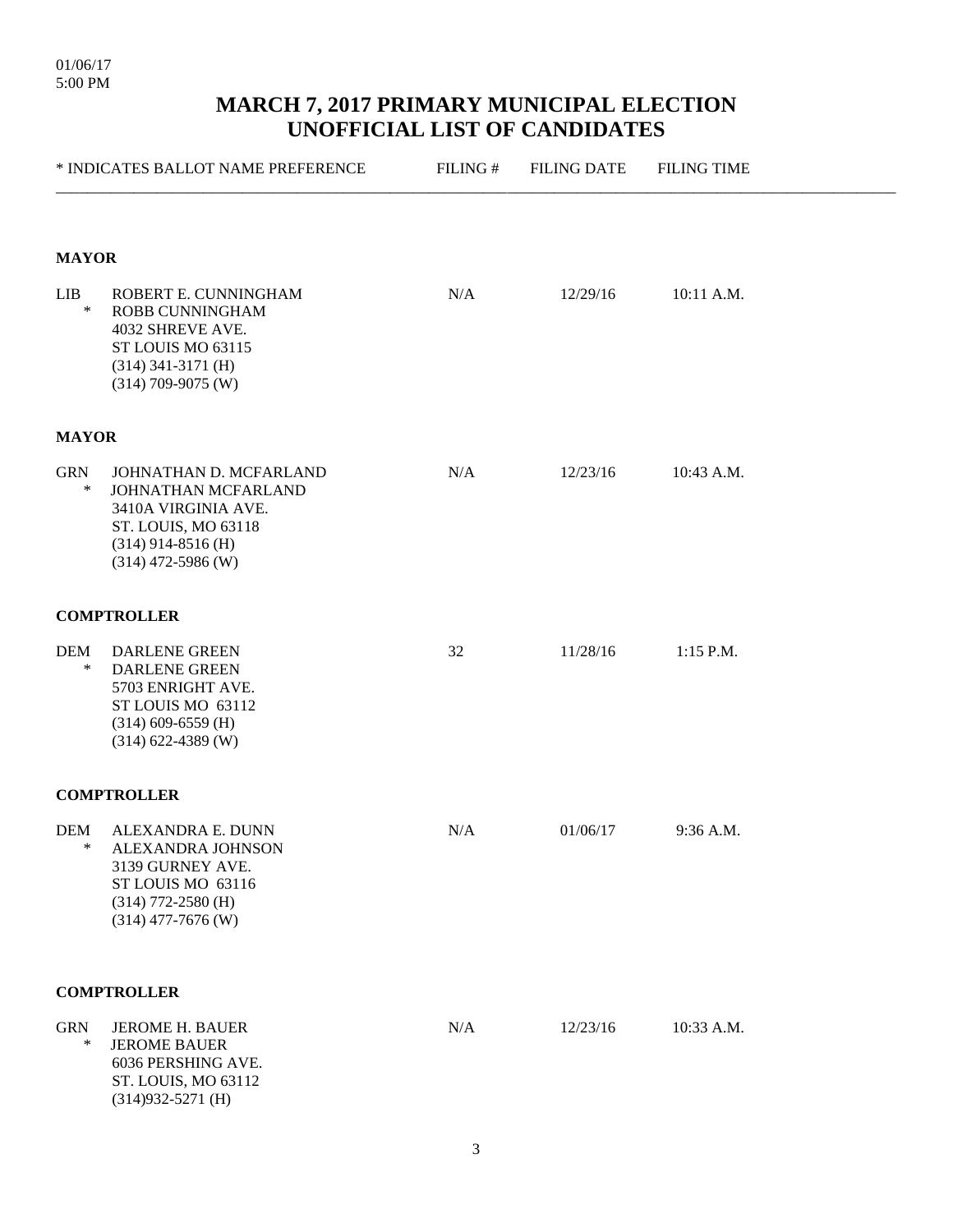01/06/17
5:00 PM

# MARCH 7, 2017 PRIMARY MUNICIPAL ELECTION
# UNOFFICIAL LIST OF CANDIDATES

| * INDICATES BALLOT NAME PREFERENCE | | FILING # | FILING DATE | FILING TIME |
|---|---|---|---|---|
| **MAYOR** | | | | |
| LIB<br>* | ROBERT E. CUNNINGHAM<br>ROBB CUNNINGHAM<br>4032 SHREVE AVE.<br>ST LOUIS MO 63115<br>(314) 341-3171 (H)<br>(314) 709-9075 (W) | N/A | 12/29/16 | 10:11 A.M. |
| **MAYOR** | | | | |
| GRN<br>* | JOHNATHAN D. MCFARLAND<br>JOHNATHAN MCFARLAND<br>3410A VIRGINIA AVE.<br>ST. LOUIS, MO 63118<br>(314) 914-8516 (H)<br>(314) 472-5986 (W) | N/A | 12/23/16 | 10:43 A.M. |
| **COMPTROLLER** | | | | |
| DEM<br>* | DARLENE GREEN<br>DARLENE GREEN<br>5703 ENRIGHT AVE.<br>ST LOUIS MO 63112<br>(314) 609-6559 (H)<br>(314) 622-4389 (W) | 32 | 11/28/16 | 1:15 P.M. |
| **COMPTROLLER** | | | | |
| DEM<br>* | ALEXANDRA E. DUNN<br>ALEXANDRA JOHNSON<br>3139 GURNEY AVE.<br>ST LOUIS MO 63116<br>(314) 772-2580 (H)<br>(314) 477-7676 (W) | N/A | 01/06/17 | 9:36 A.M. |
| **COMPTROLLER** | | | | |
| GRN<br>* | JEROME H. BAUER<br>JEROME BAUER<br>6036 PERSHING AVE.<br>ST. LOUIS, MO 63112<br>(314)932-5271 (H) | N/A | 12/23/16 | 10:33 A.M. |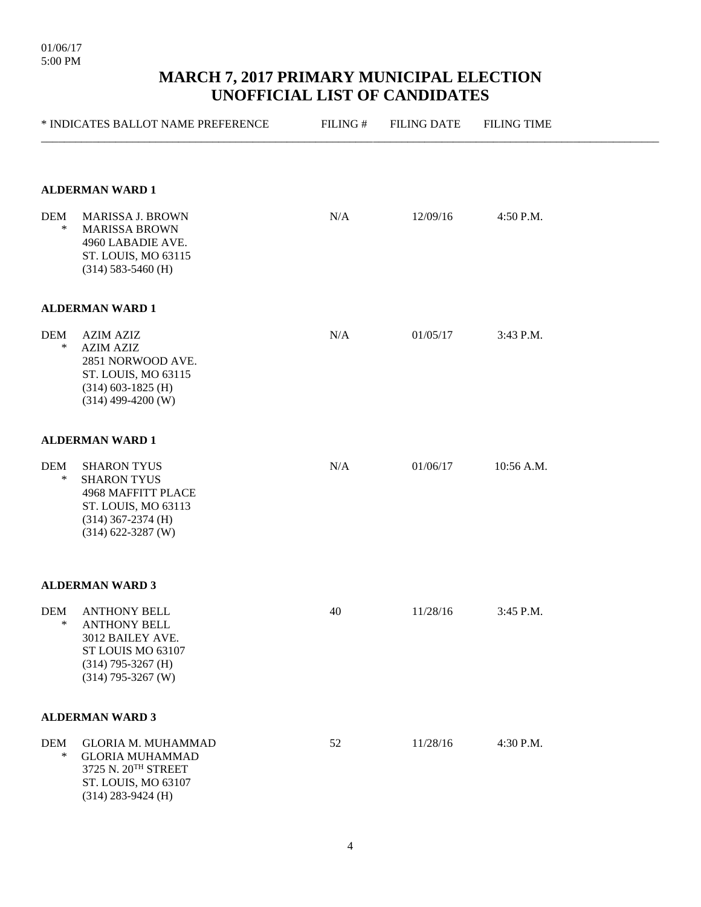01/06/17
5:00 PM

# MARCH 7, 2017 PRIMARY MUNICIPAL ELECTION
# UNOFFICIAL LIST OF CANDIDATES

| * INDICATES BALLOT NAME PREFERENCE | | FILING # | FILING DATE | FILING TIME |
|---|---|---|---|---|
| **ALDERMAN WARD 1** | | | | |
| DEM | MARISSA J. BROWN | N/A | 12/09/16 | 4:50 P.M. |
| * | MARISSA BROWN<br>4960 LABADIE AVE.<br>ST. LOUIS, MO 63115<br>(314) 583-5460 (H) | | | |
| **ALDERMAN WARD 1** | | | | |
| DEM | AZIM AZIZ | N/A | 01/05/17 | 3:43 P.M. |
| * | AZIM AZIZ<br>2851 NORWOOD AVE.<br>ST. LOUIS, MO 63115<br>(314) 603-1825 (H)<br>(314) 499-4200 (W) | | | |
| **ALDERMAN WARD 1** | | | | |
| DEM | SHARON TYUS | N/A | 01/06/17 | 10:56 A.M. |
| * | SHARON TYUS<br>4968 MAFFITT PLACE<br>ST. LOUIS, MO 63113<br>(314) 367-2374 (H)<br>(314) 622-3287 (W) | | | |
| **ALDERMAN WARD 3** | | | | |
| DEM | ANTHONY BELL | 40 | 11/28/16 | 3:45 P.M. |
| * | ANTHONY BELL<br>3012 BAILEY AVE.<br>ST LOUIS MO 63107<br>(314) 795-3267 (H)<br>(314) 795-3267 (W) | | | |
| **ALDERMAN WARD 3** | | | | |
| DEM | GLORIA M. MUHAMMAD | 52 | 11/28/16 | 4:30 P.M. |
| * | GLORIA MUHAMMAD<br>3725 N. 20TH STREET<br>ST. LOUIS, MO 63107<br>(314) 283-9424 (H) | | | |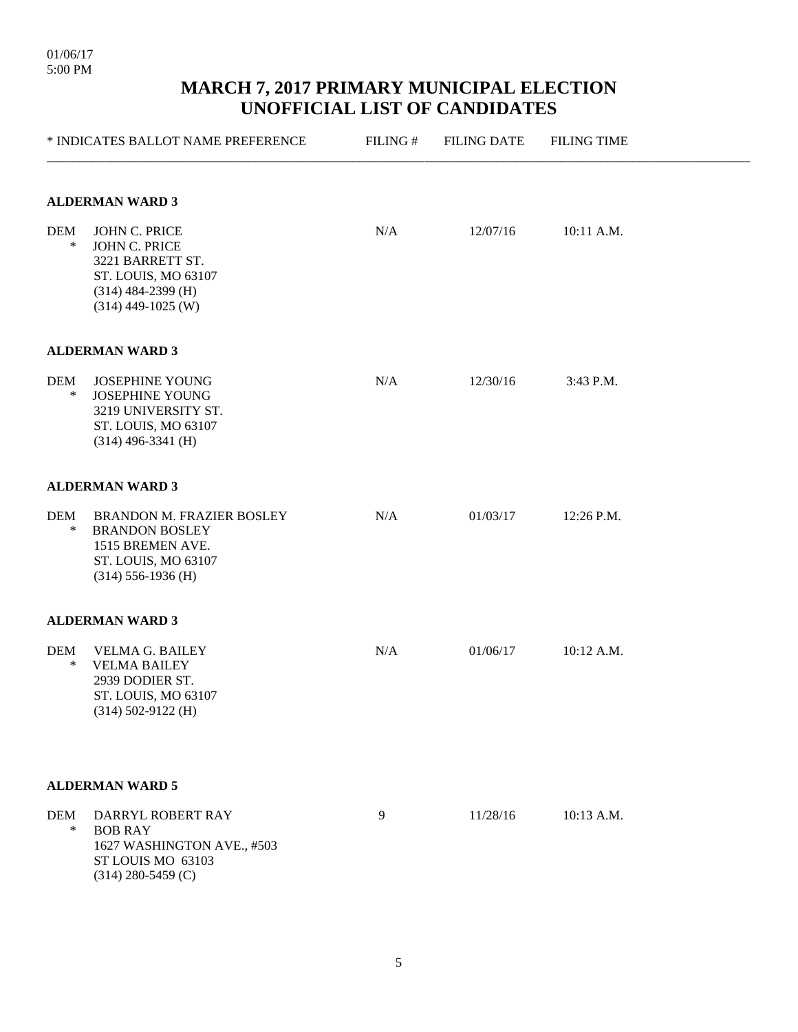01/06/17
5:00 PM

# MARCH 7, 2017 PRIMARY MUNICIPAL ELECTION
# UNOFFICIAL LIST OF CANDIDATES

| * INDICATES BALLOT NAME PREFERENCE | FILING # | FILING DATE | FILING TIME |
|---|---|---|---|

**ALDERMAN WARD 3**

| | | FILING # | FILING DATE | FILING TIME |
|---|---|---|---|---|
| DEM | JOHN C. PRICE | N/A | 12/07/16 | 10:11 A.M. |
| * | JOHN C. PRICE<br>3221 BARRETT ST.<br>ST. LOUIS, MO 63107<br>(314) 484-2399 (H)<br>(314) 449-1025 (W) | | | |

**ALDERMAN WARD 3**

| | | FILING # | FILING DATE | FILING TIME |
|---|---|---|---|---|
| DEM | JOSEPHINE YOUNG | N/A | 12/30/16 | 3:43 P.M. |
| * | JOSEPHINE YOUNG<br>3219 UNIVERSITY ST.<br>ST. LOUIS, MO 63107<br>(314) 496-3341 (H) | | | |

**ALDERMAN WARD 3**

| | | FILING # | FILING DATE | FILING TIME |
|---|---|---|---|---|
| DEM | BRANDON M. FRAZIER BOSLEY | N/A | 01/03/17 | 12:26 P.M. |
| * | BRANDON BOSLEY<br>1515 BREMEN AVE.<br>ST. LOUIS, MO 63107<br>(314) 556-1936 (H) | | | |

**ALDERMAN WARD 3**

| | | FILING # | FILING DATE | FILING TIME |
|---|---|---|---|---|
| DEM | VELMA G. BAILEY | N/A | 01/06/17 | 10:12 A.M. |
| * | VELMA BAILEY<br>2939 DODIER ST.<br>ST. LOUIS, MO 63107<br>(314) 502-9122 (H) | | | |

**ALDERMAN WARD 5**

| | | FILING # | FILING DATE | FILING TIME |
|---|---|---|---|---|
| DEM | DARRYL ROBERT RAY | 9 | 11/28/16 | 10:13 A.M. |
| * | BOB RAY<br>1627 WASHINGTON AVE., #503<br>ST LOUIS MO 63103<br>(314) 280-5459 (C) | | | |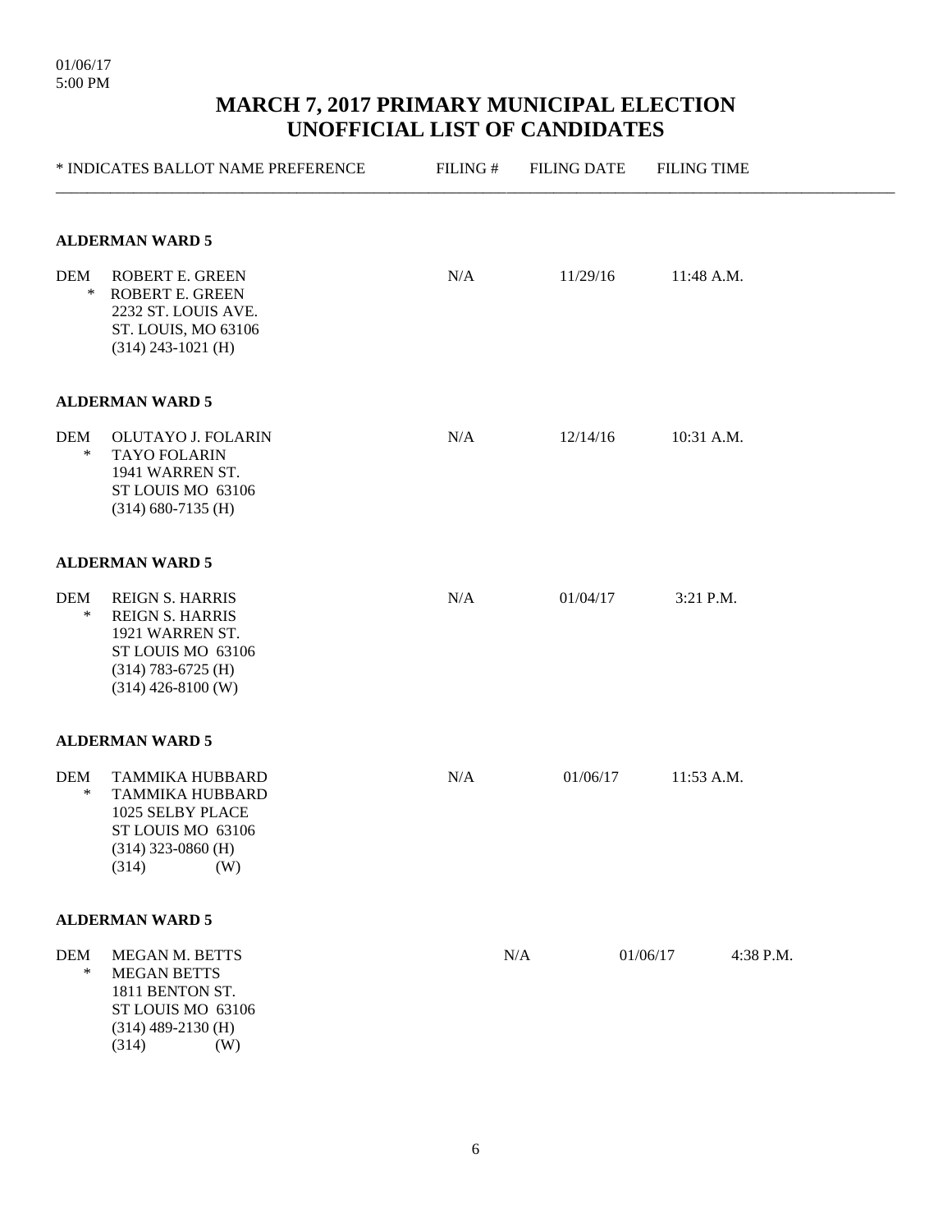01/06/17
5:00 PM

# MARCH 7, 2017 PRIMARY MUNICIPAL ELECTION
# UNOFFICIAL LIST OF CANDIDATES

| * INDICATES BALLOT NAME PREFERENCE | FILING # | FILING DATE | FILING TIME |
|---|---|---|---|

**ALDERMAN WARD 5**

| | | FILING # | FILING DATE | FILING TIME |
|---|---|---|---|---|
| DEM | ROBERT E. GREEN | N/A | 11/29/16 | 11:48 A.M. |
| * | ROBERT E. GREEN<br>2232 ST. LOUIS AVE.<br>ST. LOUIS, MO 63106<br>(314) 243-1021 (H) | | | |

**ALDERMAN WARD 5**

| | | FILING # | FILING DATE | FILING TIME |
|---|---|---|---|---|
| DEM | OLUTAYO J. FOLARIN | N/A | 12/14/16 | 10:31 A.M. |
| * | TAYO FOLARIN<br>1941 WARREN ST.<br>ST LOUIS MO 63106<br>(314) 680-7135 (H) | | | |

**ALDERMAN WARD 5**

| | | FILING # | FILING DATE | FILING TIME |
|---|---|---|---|---|
| DEM | REIGN S. HARRIS | N/A | 01/04/17 | 3:21 P.M. |
| * | REIGN S. HARRIS<br>1921 WARREN ST.<br>ST LOUIS MO 63106<br>(314) 783-6725 (H)<br>(314) 426-8100 (W) | | | |

**ALDERMAN WARD 5**

| | | FILING # | FILING DATE | FILING TIME |
|---|---|---|---|---|
| DEM | TAMMIKA HUBBARD | N/A | 01/06/17 | 11:53 A.M. |
| * | TAMMIKA HUBBARD<br>1025 SELBY PLACE<br>ST LOUIS MO 63106<br>(314) 323-0860 (H)<br>(314) (W) | | | |

**ALDERMAN WARD 5**

| | | FILING # | FILING DATE | FILING TIME |
|---|---|---|---|---|
| DEM | MEGAN M. BETTS | N/A | 01/06/17 | 4:38 P.M. |
| * | MEGAN BETTS<br>1811 BENTON ST.<br>ST LOUIS MO 63106<br>(314) 489-2130 (H)<br>(314) (W) | | | |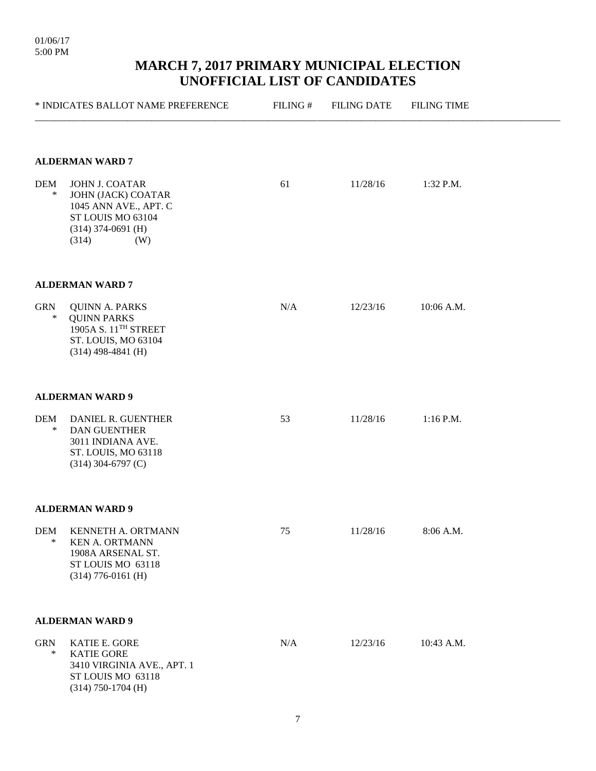01/06/17
5:00 PM

# MARCH 7, 2017 PRIMARY MUNICIPAL ELECTION
# UNOFFICIAL LIST OF CANDIDATES

| * INDICATES BALLOT NAME PREFERENCE | | FILING # | FILING DATE | FILING TIME |
|---|---|---|---|---|

**ALDERMAN WARD 7**

| | | FILING # | FILING DATE | FILING TIME |
|---|---|---|---|---|
| DEM | JOHN J. COATAR | 61 | 11/28/16 | 1:32 P.M. |
| * | JOHN (JACK) COATAR | | | |
| | 1045 ANN AVE., APT. C | | | |
| | ST LOUIS MO 63104 | | | |
| | (314) 374-0691 (H) | | | |
| | (314) (W) | | | |

**ALDERMAN WARD 7**

| | | FILING # | FILING DATE | FILING TIME |
|---|---|---|---|---|
| GRN | QUINN A. PARKS | N/A | 12/23/16 | 10:06 A.M. |
| * | QUINN PARKS | | | |
| | 1905A S. 11TH STREET | | | |
| | ST. LOUIS, MO 63104 | | | |
| | (314) 498-4841 (H) | | | |

**ALDERMAN WARD 9**

| | | FILING # | FILING DATE | FILING TIME |
|---|---|---|---|---|
| DEM | DANIEL R. GUENTHER | 53 | 11/28/16 | 1:16 P.M. |
| * | DAN GUENTHER | | | |
| | 3011 INDIANA AVE. | | | |
| | ST. LOUIS, MO 63118 | | | |
| | (314) 304-6797 (C) | | | |

**ALDERMAN WARD 9**

| | | FILING # | FILING DATE | FILING TIME |
|---|---|---|---|---|
| DEM | KENNETH A. ORTMANN | 75 | 11/28/16 | 8:06 A.M. |
| * | KEN A. ORTMANN | | | |
| | 1908A ARSENAL ST. | | | |
| | ST LOUIS MO 63118 | | | |
| | (314) 776-0161 (H) | | | |

**ALDERMAN WARD 9**

| | | FILING # | FILING DATE | FILING TIME |
|---|---|---|---|---|
| GRN | KATIE E. GORE | N/A | 12/23/16 | 10:43 A.M. |
| * | KATIE GORE | | | |
| | 3410 VIRGINIA AVE., APT. 1 | | | |
| | ST LOUIS MO 63118 | | | |
| | (314) 750-1704 (H) | | | |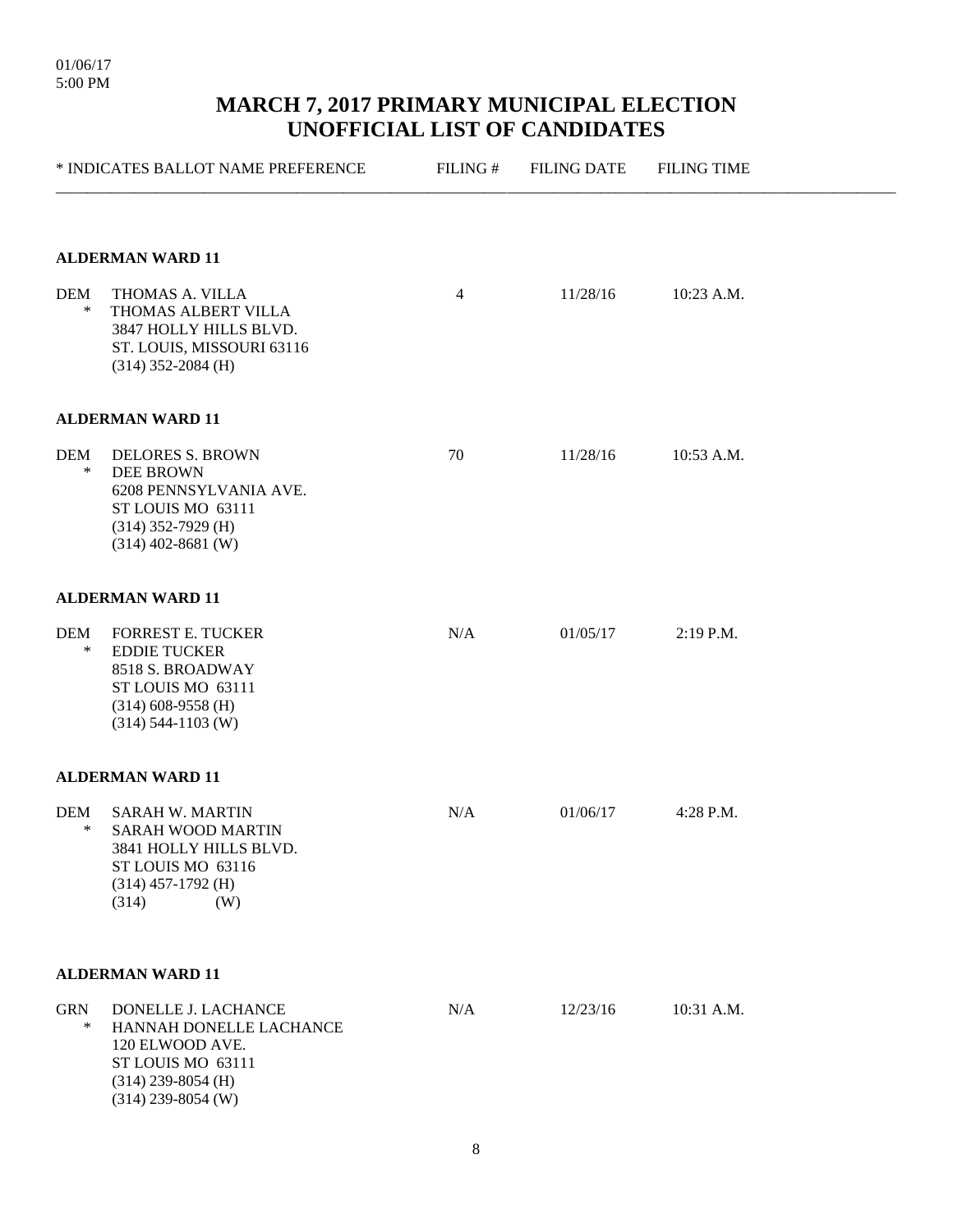01/06/17
5:00 PM

# MARCH 7, 2017 PRIMARY MUNICIPAL ELECTION
# UNOFFICIAL LIST OF CANDIDATES

| * INDICATES BALLOT NAME PREFERENCE | | FILING # | FILING DATE | FILING TIME |
|---|---|---|---|---|
| **ALDERMAN WARD 11** | | | | |
| DEM<br>* | THOMAS A. VILLA<br>THOMAS ALBERT VILLA<br>3847 HOLLY HILLS BLVD.<br>ST. LOUIS, MISSOURI 63116<br>(314) 352-2084 (H) | 4 | 11/28/16 | 10:23 A.M. |
| **ALDERMAN WARD 11** | | | | |
| DEM<br>* | DELORES S. BROWN<br>DEE BROWN<br>6208 PENNSYLVANIA AVE.<br>ST LOUIS MO 63111<br>(314) 352-7929 (H)<br>(314) 402-8681 (W) | 70 | 11/28/16 | 10:53 A.M. |
| **ALDERMAN WARD 11** | | | | |
| DEM<br>* | FORREST E. TUCKER<br>EDDIE TUCKER<br>8518 S. BROADWAY<br>ST LOUIS MO 63111<br>(314) 608-9558 (H)<br>(314) 544-1103 (W) | N/A | 01/05/17 | 2:19 P.M. |
| **ALDERMAN WARD 11** | | | | |
| DEM<br>* | SARAH W. MARTIN<br>SARAH WOOD MARTIN<br>3841 HOLLY HILLS BLVD.<br>ST LOUIS MO 63116<br>(314) 457-1792 (H)<br>(314) (W) | N/A | 01/06/17 | 4:28 P.M. |
| **ALDERMAN WARD 11** | | | | |
| GRN<br>* | DONELLE J. LACHANCE<br>HANNAH DONELLE LACHANCE<br>120 ELWOOD AVE.<br>ST LOUIS MO 63111<br>(314) 239-8054 (H)<br>(314) 239-8054 (W) | N/A | 12/23/16 | 10:31 A.M. |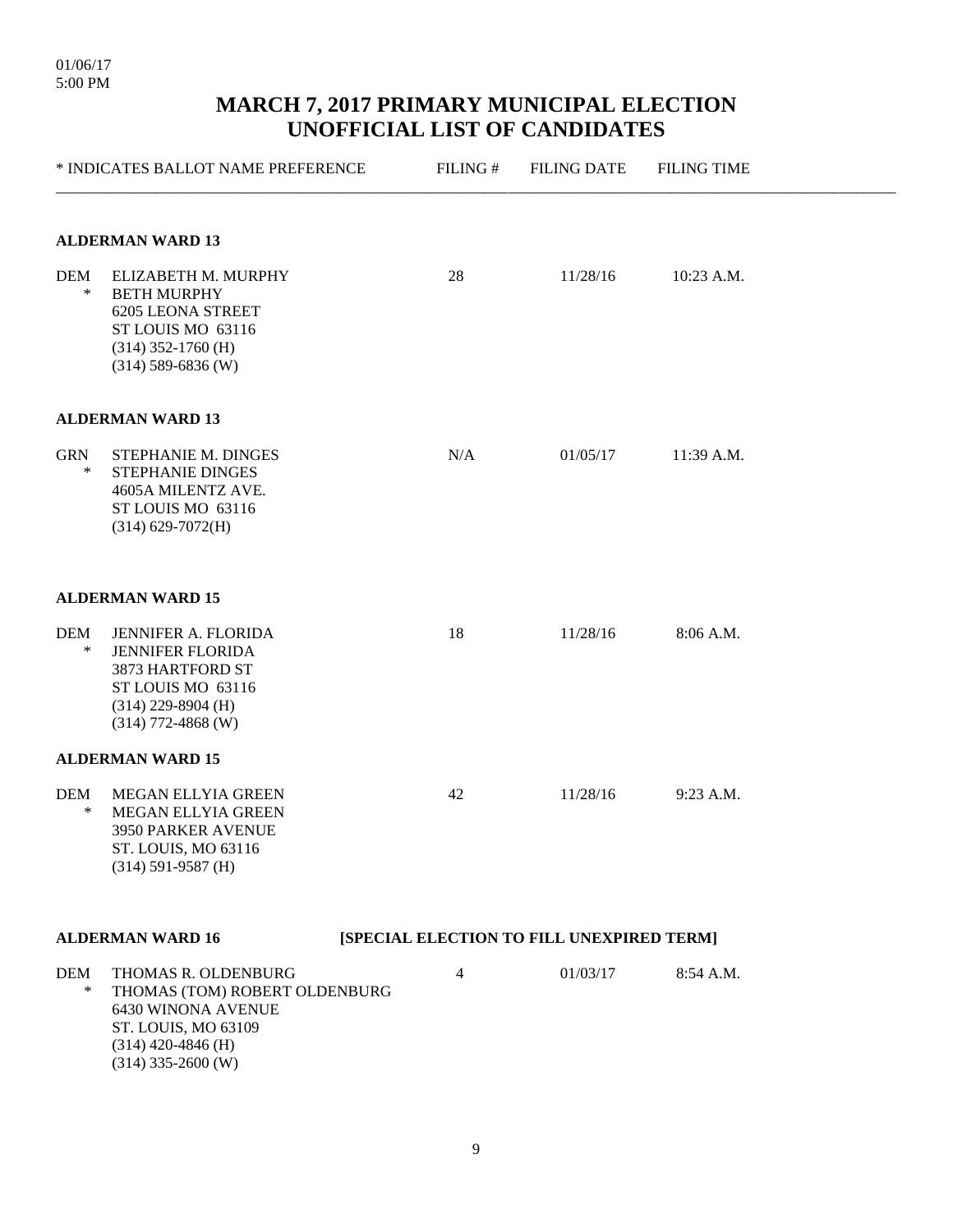01/06/17
5:00 PM

# MARCH 7, 2017 PRIMARY MUNICIPAL ELECTION
# UNOFFICIAL LIST OF CANDIDATES

| * INDICATES BALLOT NAME PREFERENCE | | FILING # | FILING DATE | FILING TIME |
|---|---|---|---|---|
| **ALDERMAN WARD 13** | | | | |
| DEM | ELIZABETH M. MURPHY | 28 | 11/28/16 | 10:23 A.M. |
| * | BETH MURPHY<br>6205 LEONA STREET<br>ST LOUIS MO 63116<br>(314) 352-1760 (H)<br>(314) 589-6836 (W) | | | |
| **ALDERMAN WARD 13** | | | | |
| GRN | STEPHANIE M. DINGES | N/A | 01/05/17 | 11:39 A.M. |
| * | STEPHANIE DINGES<br>4605A MILENTZ AVE.<br>ST LOUIS MO 63116<br>(314) 629-7072(H) | | | |
| **ALDERMAN WARD 15** | | | | |
| DEM | JENNIFER A. FLORIDA | 18 | 11/28/16 | 8:06 A.M. |
| * | JENNIFER FLORIDA<br>3873 HARTFORD ST<br>ST LOUIS MO 63116<br>(314) 229-8904 (H)<br>(314) 772-4868 (W) | | | |
| **ALDERMAN WARD 15** | | | | |
| DEM | MEGAN ELLYIA GREEN | 42 | 11/28/16 | 9:23 A.M. |
| * | MEGAN ELLYIA GREEN<br>3950 PARKER AVENUE<br>ST. LOUIS, MO 63116<br>(314) 591-9587 (H) | | | |
| **ALDERMAN WARD 16** | | **[SPECIAL ELECTION TO FILL UNEXPIRED TERM]** | | |
| DEM | THOMAS R. OLDENBURG | 4 | 01/03/17 | 8:54 A.M. |
| * | THOMAS (TOM) ROBERT OLDENBURG<br>6430 WINONA AVENUE<br>ST. LOUIS, MO 63109<br>(314) 420-4846 (H)<br>(314) 335-2600 (W) | | | |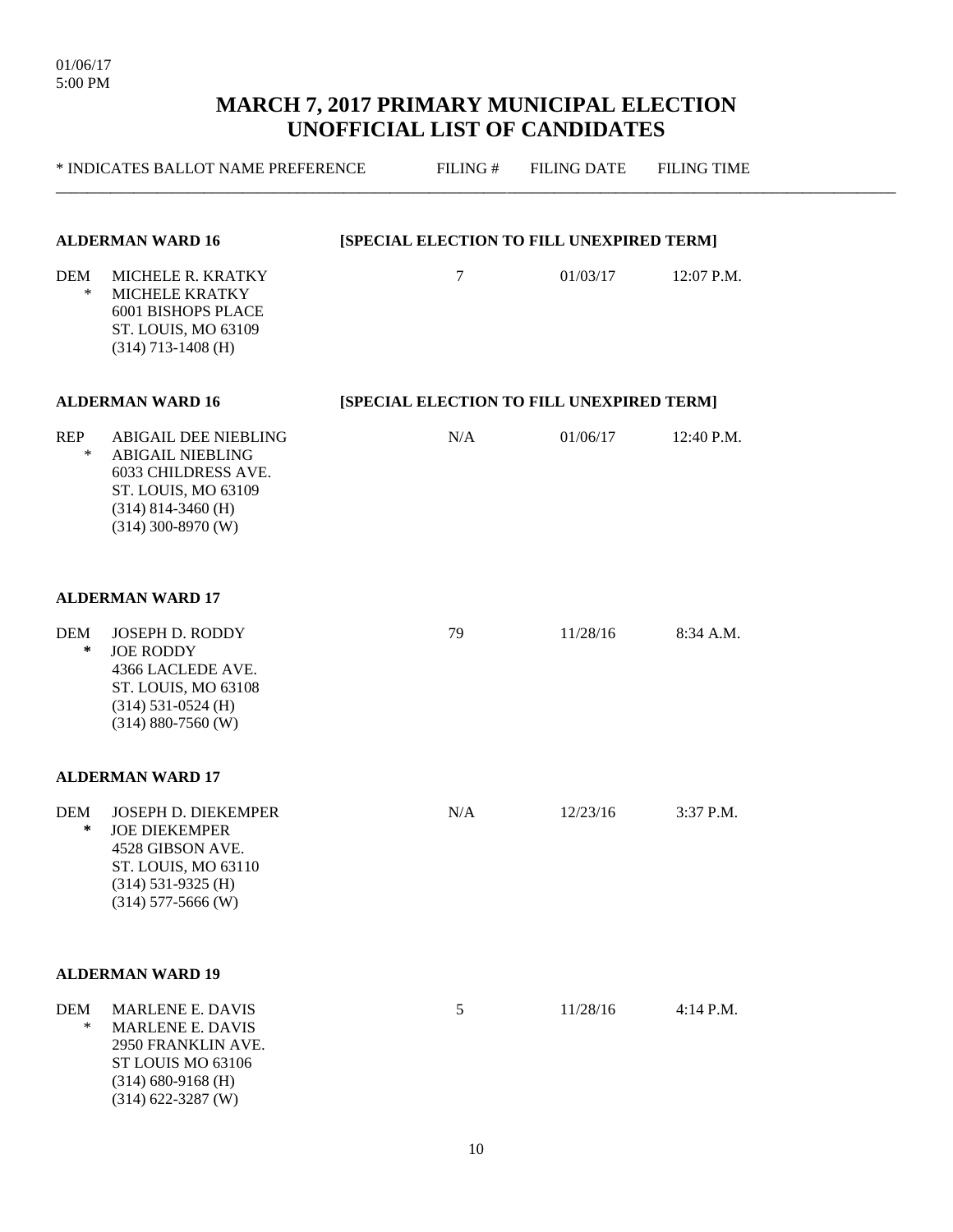01/06/17
5:00 PM

# MARCH 7, 2017 PRIMARY MUNICIPAL ELECTION
# UNOFFICIAL LIST OF CANDIDATES

| * INDICATES BALLOT NAME PREFERENCE | | FILING # | FILING DATE | FILING TIME |
|---|---|---|---|---|
| **ALDERMAN WARD 16** | **[SPECIAL ELECTION TO FILL UNEXPIRED TERM]** | | | |
| DEM | MICHELE R. KRATKY | 7 | 01/03/17 | 12:07 P.M. |
| * | MICHELE KRATKY<br>6001 BISHOPS PLACE<br>ST. LOUIS, MO 63109<br>(314) 713-1408 (H) | | | |
| **ALDERMAN WARD 16** | **[SPECIAL ELECTION TO FILL UNEXPIRED TERM]** | | | |
| REP | ABIGAIL DEE NIEBLING | N/A | 01/06/17 | 12:40 P.M. |
| * | ABIGAIL NIEBLING<br>6033 CHILDRESS AVE.<br>ST. LOUIS, MO 63109<br>(314) 814-3460 (H)<br>(314) 300-8970 (W) | | | |
| **ALDERMAN WARD 17** | | | | |
| DEM | JOSEPH D. RODDY | 79 | 11/28/16 | 8:34 A.M. |
| * | JOE RODDY<br>4366 LACLEDE AVE.<br>ST. LOUIS, MO 63108<br>(314) 531-0524 (H)<br>(314) 880-7560 (W) | | | |
| **ALDERMAN WARD 17** | | | | |
| DEM | JOSEPH D. DIEKEMPER | N/A | 12/23/16 | 3:37 P.M. |
| * | JOE DIEKEMPER<br>4528 GIBSON AVE.<br>ST. LOUIS, MO 63110<br>(314) 531-9325 (H)<br>(314) 577-5666 (W) | | | |
| **ALDERMAN WARD 19** | | | | |
| DEM | MARLENE E. DAVIS | 5 | 11/28/16 | 4:14 P.M. |
| * | MARLENE E. DAVIS<br>2950 FRANKLIN AVE.<br>ST LOUIS MO 63106<br>(314) 680-9168 (H)<br>(314) 622-3287 (W) | | | |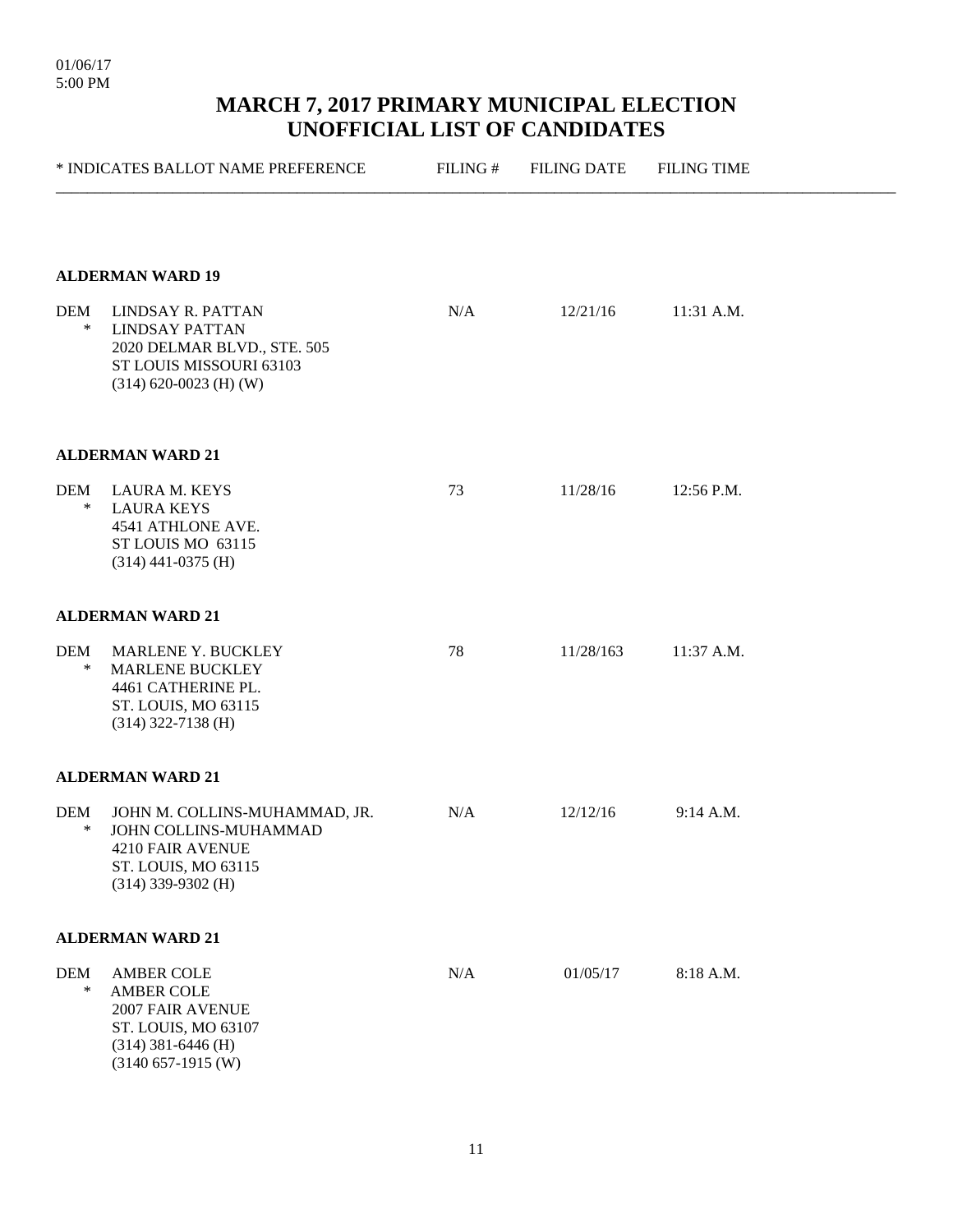01/06/17
5:00 PM

# MARCH 7, 2017 PRIMARY MUNICIPAL ELECTION
# UNOFFICIAL LIST OF CANDIDATES

| * INDICATES BALLOT NAME PREFERENCE | FILING # | FILING DATE | FILING TIME |
|---|---|---|---|

**ALDERMAN WARD 19**

| | | FILING # | FILING DATE | FILING TIME |
|---|---|---|---|---|
| DEM | LINDSAY R. PATTAN | N/A | 12/21/16 | 11:31 A.M. |
| * | LINDSAY PATTAN<br>2020 DELMAR BLVD., STE. 505<br>ST LOUIS MISSOURI 63103<br>(314) 620-0023 (H) (W) | | | |

**ALDERMAN WARD 21**

| | | FILING # | FILING DATE | FILING TIME |
|---|---|---|---|---|
| DEM | LAURA M. KEYS | 73 | 11/28/16 | 12:56 P.M. |
| * | LAURA KEYS<br>4541 ATHLONE AVE.<br>ST LOUIS MO 63115<br>(314) 441-0375 (H) | | | |

**ALDERMAN WARD 21**

| | | FILING # | FILING DATE | FILING TIME |
|---|---|---|---|---|
| DEM | MARLENE Y. BUCKLEY | 78 | 11/28/163 | 11:37 A.M. |
| * | MARLENE BUCKLEY<br>4461 CATHERINE PL.<br>ST. LOUIS, MO 63115<br>(314) 322-7138 (H) | | | |

**ALDERMAN WARD 21**

| | | FILING # | FILING DATE | FILING TIME |
|---|---|---|---|---|
| DEM | JOHN M. COLLINS-MUHAMMAD, JR. | N/A | 12/12/16 | 9:14 A.M. |
| * | JOHN COLLINS-MUHAMMAD<br>4210 FAIR AVENUE<br>ST. LOUIS, MO 63115<br>(314) 339-9302 (H) | | | |

**ALDERMAN WARD 21**

| | | FILING # | FILING DATE | FILING TIME |
|---|---|---|---|---|
| DEM | AMBER COLE | N/A | 01/05/17 | 8:18 A.M. |
| * | AMBER COLE<br>2007 FAIR AVENUE<br>ST. LOUIS, MO 63107<br>(314) 381-6446 (H)<br>(3140 657-1915 (W) | | | |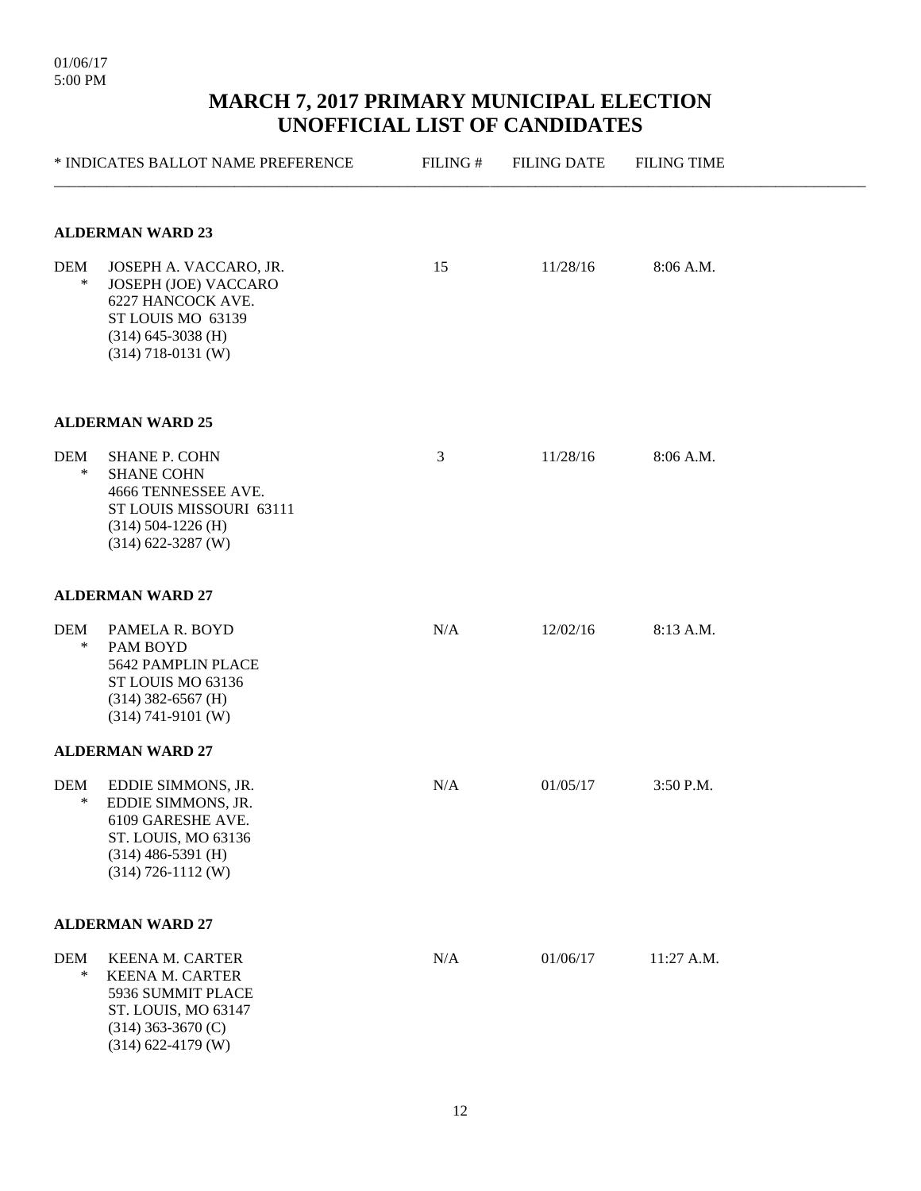01/06/17
5:00 PM

# MARCH 7, 2017 PRIMARY MUNICIPAL ELECTION
# UNOFFICIAL LIST OF CANDIDATES

| * INDICATES BALLOT NAME PREFERENCE | FILING # | FILING DATE | FILING TIME |
|---|---|---|---|

**ALDERMAN WARD 23**

| | | FILING # | FILING DATE | FILING TIME |
|---|---|---|---|---|
| DEM | JOSEPH A. VACCARO, JR. | 15 | 11/28/16 | 8:06 A.M. |
| * | JOSEPH (JOE) VACCARO<br>6227 HANCOCK AVE.<br>ST LOUIS MO 63139<br>(314) 645-3038 (H)<br>(314) 718-0131 (W) | | | |

**ALDERMAN WARD 25**

| | | FILING # | FILING DATE | FILING TIME |
|---|---|---|---|---|
| DEM | SHANE P. COHN | 3 | 11/28/16 | 8:06 A.M. |
| * | SHANE COHN<br>4666 TENNESSEE AVE.<br>ST LOUIS MISSOURI 63111<br>(314) 504-1226 (H)<br>(314) 622-3287 (W) | | | |

**ALDERMAN WARD 27**

| | | FILING # | FILING DATE | FILING TIME |
|---|---|---|---|---|
| DEM | PAMELA R. BOYD | N/A | 12/02/16 | 8:13 A.M. |
| * | PAM BOYD<br>5642 PAMPLIN PLACE<br>ST LOUIS MO 63136<br>(314) 382-6567 (H)<br>(314) 741-9101 (W) | | | |

**ALDERMAN WARD 27**

| | | FILING # | FILING DATE | FILING TIME |
|---|---|---|---|---|
| DEM | EDDIE SIMMONS, JR. | N/A | 01/05/17 | 3:50 P.M. |
| * | EDDIE SIMMONS, JR.<br>6109 GARESHE AVE.<br>ST. LOUIS, MO 63136<br>(314) 486-5391 (H)<br>(314) 726-1112 (W) | | | |

**ALDERMAN WARD 27**

| | | FILING # | FILING DATE | FILING TIME |
|---|---|---|---|---|
| DEM | KEENA M. CARTER | N/A | 01/06/17 | 11:27 A.M. |
| * | KEENA M. CARTER<br>5936 SUMMIT PLACE<br>ST. LOUIS, MO 63147<br>(314) 363-3670 (C)<br>(314) 622-4179 (W) | | | |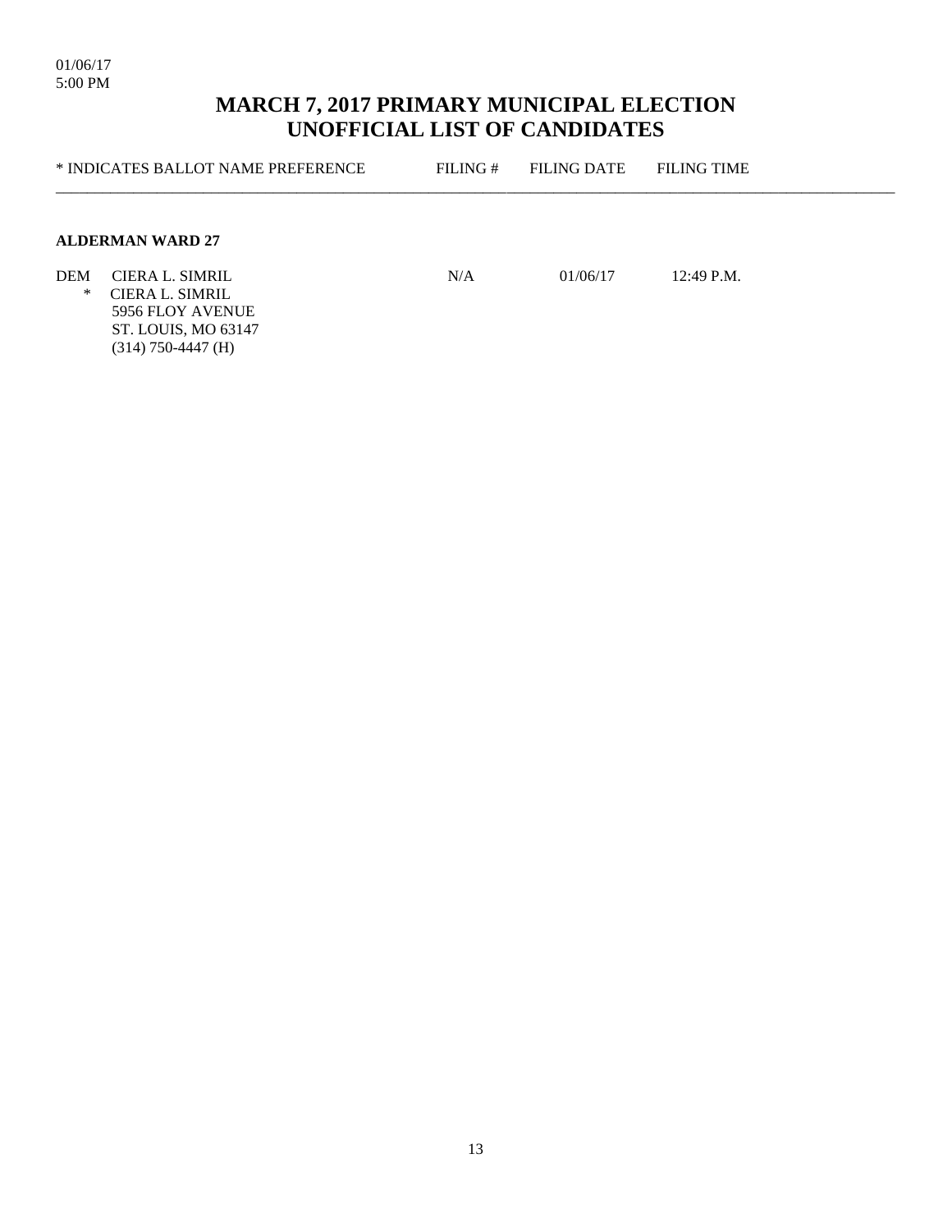01/06/17
5:00 PM

# MARCH 7, 2017 PRIMARY MUNICIPAL ELECTION
# UNOFFICIAL LIST OF CANDIDATES

| * INDICATES BALLOT NAME PREFERENCE | FILING # | FILING DATE | FILING TIME |
| --- | --- | --- | --- |
| **ALDERMAN WARD 27** | | | |
| DEM CIERA L. SIMRIL<br>* CIERA L. SIMRIL<br>5956 FLOY AVENUE<br>ST. LOUIS, MO 63147<br>(314) 750-4447 (H) | N/A | 01/06/17 | 12:49 P.M. |